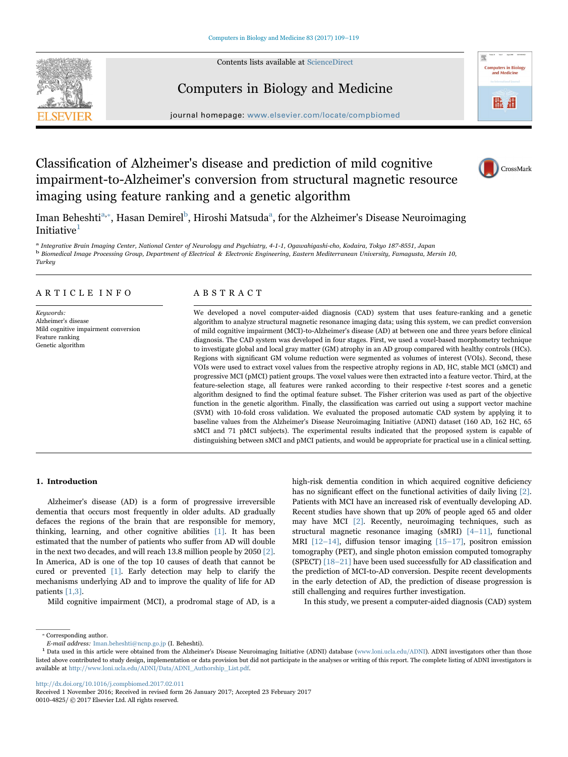# Classification of Alzheimer's disease and prediction of mild cognitive impairment-to-Alzheimer's conversion from structural magnetic resource imaging using feature ranking and a genetic algorithm

Iman Beheshti[a,*], Hasan Demirel[b], Hiroshi Matsuda[a], for the Alzheimer's Disease Neuroimaging Initiative[1]

[a] Integrative Brain Imaging Center, National Center of Neurology and Psychiatry, 4-1-1, Ogawahigashi-cho, Kodaira, Tokyo 187-8551, Japan

[b] Biomedical Image Processing Group, Department of Electrical & Electronic Engineering, Eastern Mediterranean University, Famagusta, Mersin 10, Turkey

## ARTICLE INFO

*Keywords:*
Alzheimer's disease
Mild cognitive impairment conversion
Feature ranking
Genetic algorithm

## ABSTRACT

We developed a novel computer-aided diagnosis (CAD) system that uses feature-ranking and a genetic algorithm to analyze structural magnetic resonance imaging data; using this system, we can predict conversion of mild cognitive impairment (MCI)-to-Alzheimer's disease (AD) at between one and three years before clinical diagnosis. The CAD system was developed in four stages. First, we used a voxel-based morphometry technique to investigate global and local gray matter (GM) atrophy in an AD group compared with healthy controls (HCs). Regions with significant GM volume reduction were segmented as volumes of interest (VOIs). Second, these VOIs were used to extract voxel values from the respective atrophy regions in AD, HC, stable MCI (sMCI) and progressive MCI (pMCI) patient groups. The voxel values were then extracted into a feature vector. Third, at the feature-selection stage, all features were ranked according to their respective *t*-test scores and a genetic algorithm designed to find the optimal feature subset. The Fisher criterion was used as part of the objective function in the genetic algorithm. Finally, the classification was carried out using a support vector machine (SVM) with 10-fold cross validation. We evaluated the proposed automatic CAD system by applying it to baseline values from the Alzheimer's Disease Neuroimaging Initiative (ADNI) dataset (160 AD, 162 HC, 65 sMCI and 71 pMCI subjects). The experimental results indicated that the proposed system is capable of distinguishing between sMCI and pMCI patients, and would be appropriate for practical use in a clinical setting.

## 1. Introduction

Alzheimer's disease (AD) is a form of progressive irreversible dementia that occurs most frequently in older adults. AD gradually defaces the regions of the brain that are responsible for memory, thinking, learning, and other cognitive abilities [1]. It has been estimated that the number of patients who suffer from AD will double in the next two decades, and will reach 13.8 million people by 2050 [2]. In America, AD is one of the top 10 causes of death that cannot be cured or prevented [1]. Early detection may help to clarify the mechanisms underlying AD and to improve the quality of life for AD patients [1,3].

Mild cognitive impairment (MCI), a prodromal stage of AD, is a high-risk dementia condition in which acquired cognitive deficiency has no significant effect on the functional activities of daily living [2]. Patients with MCI have an increased risk of eventually developing AD. Recent studies have shown that up 20% of people aged 65 and older may have MCI [2]. Recently, neuroimaging techniques, such as structural magnetic resonance imaging (sMRI) [4–11], functional MRI [12–14], diffusion tensor imaging [15–17], positron emission tomography (PET), and single photon emission computed tomography (SPECT) [18–21] have been used successfully for AD classification and the prediction of MCI-to-AD conversion. Despite recent developments in the early detection of AD, the prediction of disease progression is still challenging and requires further investigation.

In this study, we present a computer-aided diagnosis (CAD) system

---

* Corresponding author.
*E-mail address:* Iman.beheshti@ncnp.go.jp (I. Beheshti).

[1] Data used in this article were obtained from the Alzheimer's Disease Neuroimaging Initiative (ADNI) database (www.loni.ucla.edu/ADNI). ADNI investigators other than those listed above contributed to study design, implementation or data provision but did not participate in the analyses or writing of this report. The complete listing of ADNI investigators is available at http://www.loni.ucla.edu/ADNI/Data/ADNI_Authorship_List.pdf.

http://dx.doi.org/10.1016/j.compbiomed.2017.02.011
Received 1 November 2016; Received in revised form 26 January 2017; Accepted 23 February 2017
0010-4825/ © 2017 Elsevier Ltd. All rights reserved.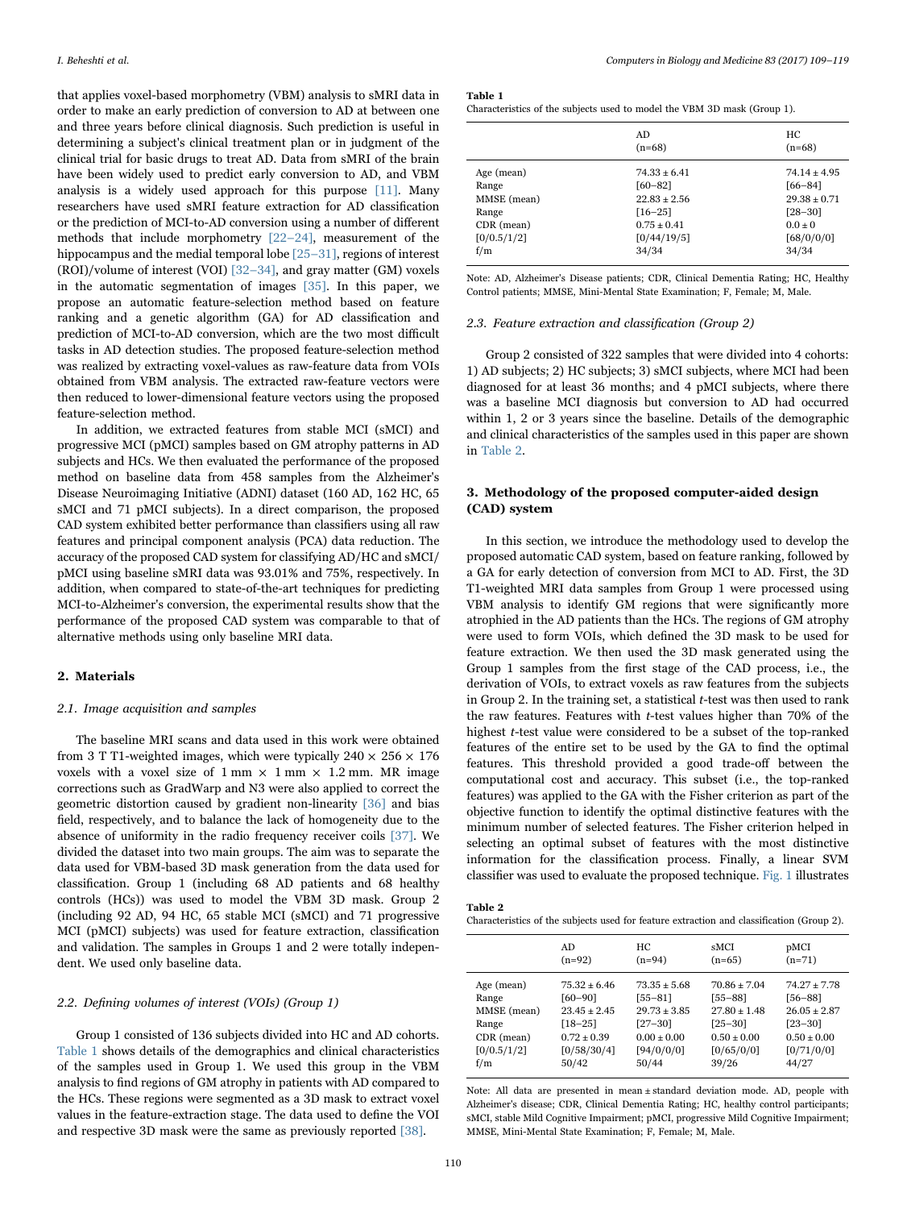that applies voxel-based morphometry (VBM) analysis to sMRI data in order to make an early prediction of conversion to AD at between one and three years before clinical diagnosis. Such prediction is useful in determining a subject's clinical treatment plan or in judgment of the clinical trial for basic drugs to treat AD. Data from sMRI of the brain have been widely used to predict early conversion to AD, and VBM analysis is a widely used approach for this purpose [11]. Many researchers have used sMRI feature extraction for AD classification or the prediction of MCI-to-AD conversion using a number of different methods that include morphometry [22–24], measurement of the hippocampus and the medial temporal lobe [25–31], regions of interest (ROI)/volume of interest (VOI) [32–34], and gray matter (GM) voxels in the automatic segmentation of images [35]. In this paper, we propose an automatic feature-selection method based on feature ranking and a genetic algorithm (GA) for AD classification and prediction of MCI-to-AD conversion, which are the two most difficult tasks in AD detection studies. The proposed feature-selection method was realized by extracting voxel-values as raw-feature data from VOIs obtained from VBM analysis. The extracted raw-feature vectors were then reduced to lower-dimensional feature vectors using the proposed feature-selection method.

In addition, we extracted features from stable MCI (sMCI) and progressive MCI (pMCI) samples based on GM atrophy patterns in AD subjects and HCs. We then evaluated the performance of the proposed method on baseline data from 458 samples from the Alzheimer's Disease Neuroimaging Initiative (ADNI) dataset (160 AD, 162 HC, 65 sMCI and 71 pMCI subjects). In a direct comparison, the proposed CAD system exhibited better performance than classifiers using all raw features and principal component analysis (PCA) data reduction. The accuracy of the proposed CAD system for classifying AD/HC and sMCI/pMCI using baseline sMRI data was 93.01% and 75%, respectively. In addition, when compared to state-of-the-art techniques for predicting MCI-to-Alzheimer's conversion, the experimental results show that the performance of the proposed CAD system was comparable to that of alternative methods using only baseline MRI data.

## 2. Materials

### 2.1. Image acquisition and samples

The baseline MRI scans and data used in this work were obtained from 3 T T1-weighted images, which were typically 240 × 256 × 176 voxels with a voxel size of 1 mm × 1 mm × 1.2 mm. MR image corrections such as GradWarp and N3 were also applied to correct the geometric distortion caused by gradient non-linearity [36] and bias field, respectively, and to balance the lack of homogeneity due to the absence of uniformity in the radio frequency receiver coils [37]. We divided the dataset into two main groups. The aim was to separate the data used for VBM-based 3D mask generation from the data used for classification. Group 1 (including 68 AD patients and 68 healthy controls (HCs)) was used to model the VBM 3D mask. Group 2 (including 92 AD, 94 HC, 65 stable MCI (sMCI) and 71 progressive MCI (pMCI) subjects) was used for feature extraction, classification and validation. The samples in Groups 1 and 2 were totally independent. We used only baseline data.

### 2.2. Defining volumes of interest (VOIs) (Group 1)

Group 1 consisted of 136 subjects divided into HC and AD cohorts. Table 1 shows details of the demographics and clinical characteristics of the samples used in Group 1. We used this group in the VBM analysis to find regions of GM atrophy in patients with AD compared to the HCs. These regions were segmented as a 3D mask to extract voxel values in the feature-extraction stage. The data used to define the VOI and respective 3D mask were the same as previously reported [38].

**Table 1**
Characteristics of the subjects used to model the VBM 3D mask (Group 1).

| | AD (n=68) | HC (n=68) |
|---|---|---|
| Age (mean) | 74.33 ± 6.41 | 74.14 ± 4.95 |
| Range | [60–82] | [66–84] |
| MMSE (mean) | 22.83 ± 2.56 | 29.38 ± 0.71 |
| Range | [16–25] | [28–30] |
| CDR (mean) | 0.75 ± 0.41 | 0.0 ± 0 |
| [0/0.5/1/2] | [0/44/19/5] | [68/0/0/0] |
| f/m | 34/34 | 34/34 |

Note: AD, Alzheimer's Disease patients; CDR, Clinical Dementia Rating; HC, Healthy Control patients; MMSE, Mini-Mental State Examination; F, Female; M, Male.

### 2.3. Feature extraction and classification (Group 2)

Group 2 consisted of 322 samples that were divided into 4 cohorts: 1) AD subjects; 2) HC subjects; 3) sMCI subjects, where MCI had been diagnosed for at least 36 months; and 4 pMCI subjects, where there was a baseline MCI diagnosis but conversion to AD had occurred within 1, 2 or 3 years since the baseline. Details of the demographic and clinical characteristics of the samples used in this paper are shown in Table 2.

## 3. Methodology of the proposed computer-aided design (CAD) system

In this section, we introduce the methodology used to develop the proposed automatic CAD system, based on feature ranking, followed by a GA for early detection of conversion from MCI to AD. First, the 3D T1-weighted MRI data samples from Group 1 were processed using VBM analysis to identify GM regions that were significantly more atrophied in the AD patients than the HCs. The regions of GM atrophy were used to form VOIs, which defined the 3D mask to be used for feature extraction. We then used the 3D mask generated using the Group 1 samples from the first stage of the CAD process, i.e., the derivation of VOIs, to extract voxels as raw features from the subjects in Group 2. In the training set, a statistical *t*-test was then used to rank the raw features. Features with *t*-test values higher than 70% of the highest *t*-test value were considered to be a subset of the top-ranked features of the entire set to be used by the GA to find the optimal features. This threshold provided a good trade-off between the computational cost and accuracy. This subset (i.e., the top-ranked features) was applied to the GA with the Fisher criterion as part of the objective function to identify the optimal distinctive features with the minimum number of selected features. The Fisher criterion helped in selecting an optimal subset of features with the most distinctive information for the classification process. Finally, a linear SVM classifier was used to evaluate the proposed technique. Fig. 1 illustrates

**Table 2**
Characteristics of the subjects used for feature extraction and classification (Group 2).

| | AD (n=92) | HC (n=94) | sMCI (n=65) | pMCI (n=71) |
|---|---|---|---|---|
| Age (mean) | 75.32 ± 6.46 | 73.35 ± 5.68 | 70.86 ± 7.04 | 74.27 ± 7.78 |
| Range | [60–90] | [55–81] | [55–88] | [56–88] |
| MMSE (mean) | 23.45 ± 2.45 | 29.73 ± 3.85 | 27.80 ± 1.48 | 26.05 ± 2.87 |
| Range | [18–25] | [27–30] | [25–30] | [23–30] |
| CDR (mean) | 0.72 ± 0.39 | 0.00 ± 0.00 | 0.50 ± 0.00 | 0.50 ± 0.00 |
| [0/0.5/1/2] | [0/58/30/4] | [94/0/0/0] | [0/65/0/0] | [0/71/0/0] |
| f/m | 50/42 | 50/44 | 39/26 | 44/27 |

Note: All data are presented in mean ± standard deviation mode. AD, people with Alzheimer's disease; CDR, Clinical Dementia Rating; HC, healthy control participants; sMCI, stable Mild Cognitive Impairment; pMCI, progressive Mild Cognitive Impairment; MMSE, Mini-Mental State Examination; F, Female; M, Male.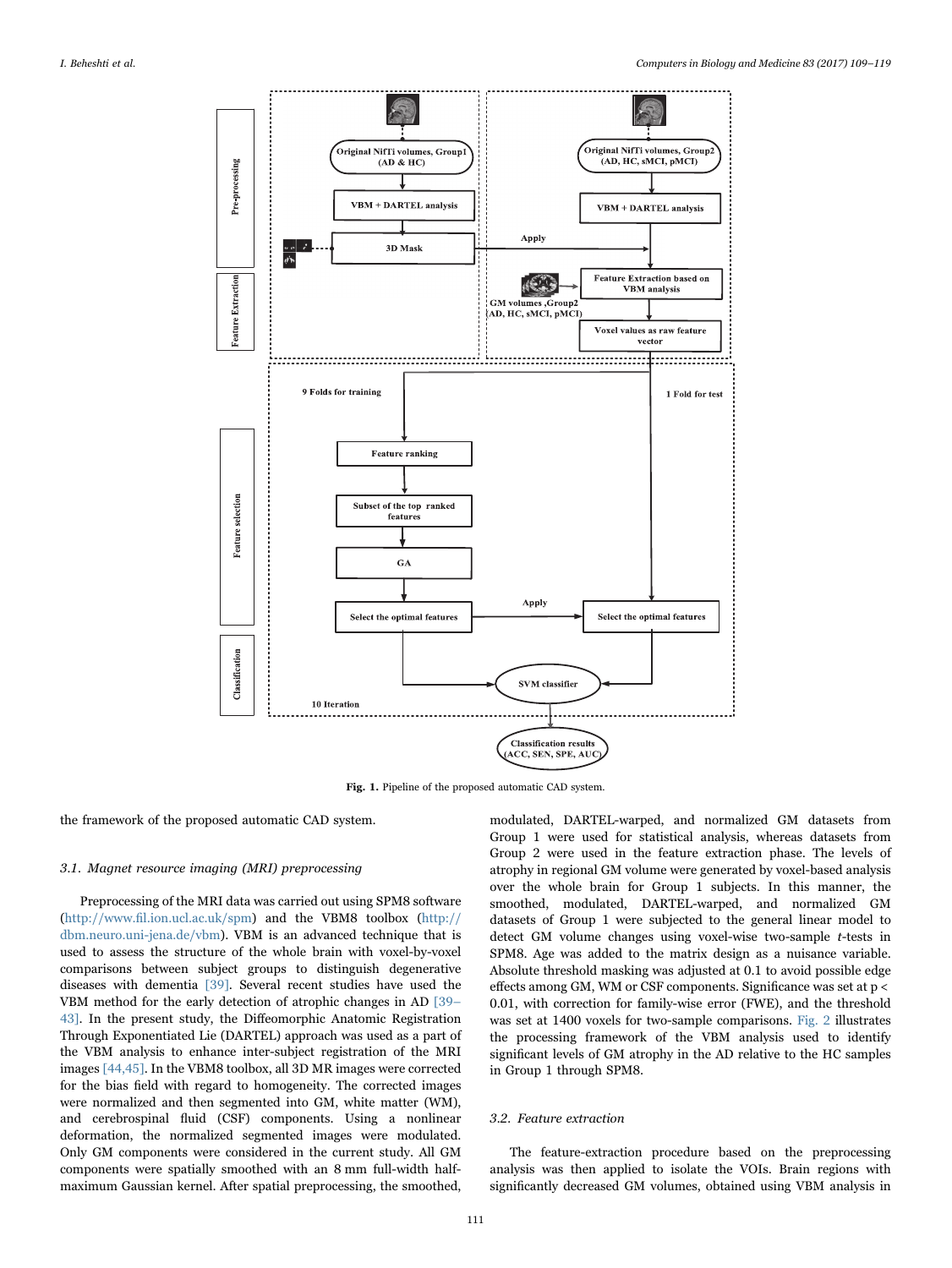Fig. 1. Pipeline of the proposed automatic CAD system.

the framework of the proposed automatic CAD system.

### 3.1. Magnet resource imaging (MRI) preprocessing

Preprocessing of the MRI data was carried out using SPM8 software (http://www.fil.ion.ucl.ac.uk/spm) and the VBM8 toolbox (http://dbm.neuro.uni-jena.de/vbm). VBM is an advanced technique that is used to assess the structure of the whole brain with voxel-by-voxel comparisons between subject groups to distinguish degenerative diseases with dementia [39]. Several recent studies have used the VBM method for the early detection of atrophic changes in AD [39–43]. In the present study, the Diffeomorphic Anatomic Registration Through Exponentiated Lie (DARTEL) approach was used as a part of the VBM analysis to enhance inter-subject registration of the MRI images [44,45]. In the VBM8 toolbox, all 3D MR images were corrected for the bias field with regard to homogeneity. The corrected images were normalized and then segmented into GM, white matter (WM), and cerebrospinal fluid (CSF) components. Using a nonlinear deformation, the normalized segmented images were modulated. Only GM components were considered in the current study. All GM components were spatially smoothed with an 8 mm full-width half-maximum Gaussian kernel. After spatial preprocessing, the smoothed, modulated, DARTEL-warped, and normalized GM datasets from Group 1 were used for statistical analysis, whereas datasets from Group 2 were used in the feature extraction phase. The levels of atrophy in regional GM volume were generated by voxel-based analysis over the whole brain for Group 1 subjects. In this manner, the smoothed, modulated, DARTEL-warped, and normalized GM datasets of Group 1 were subjected to the general linear model to detect GM volume changes using voxel-wise two-sample *t*-tests in SPM8. Age was added to the matrix design as a nuisance variable. Absolute threshold masking was adjusted at 0.1 to avoid possible edge effects among GM, WM or CSF components. Significance was set at $p < 0.01$, with correction for family-wise error (FWE), and the threshold was set at 1400 voxels for two-sample comparisons. Fig. 2 illustrates the processing framework of the VBM analysis used to identify significant levels of GM atrophy in the AD relative to the HC samples in Group 1 through SPM8.

### 3.2. Feature extraction

The feature-extraction procedure based on the preprocessing analysis was then applied to isolate the VOIs. Brain regions with significantly decreased GM volumes, obtained using VBM analysis in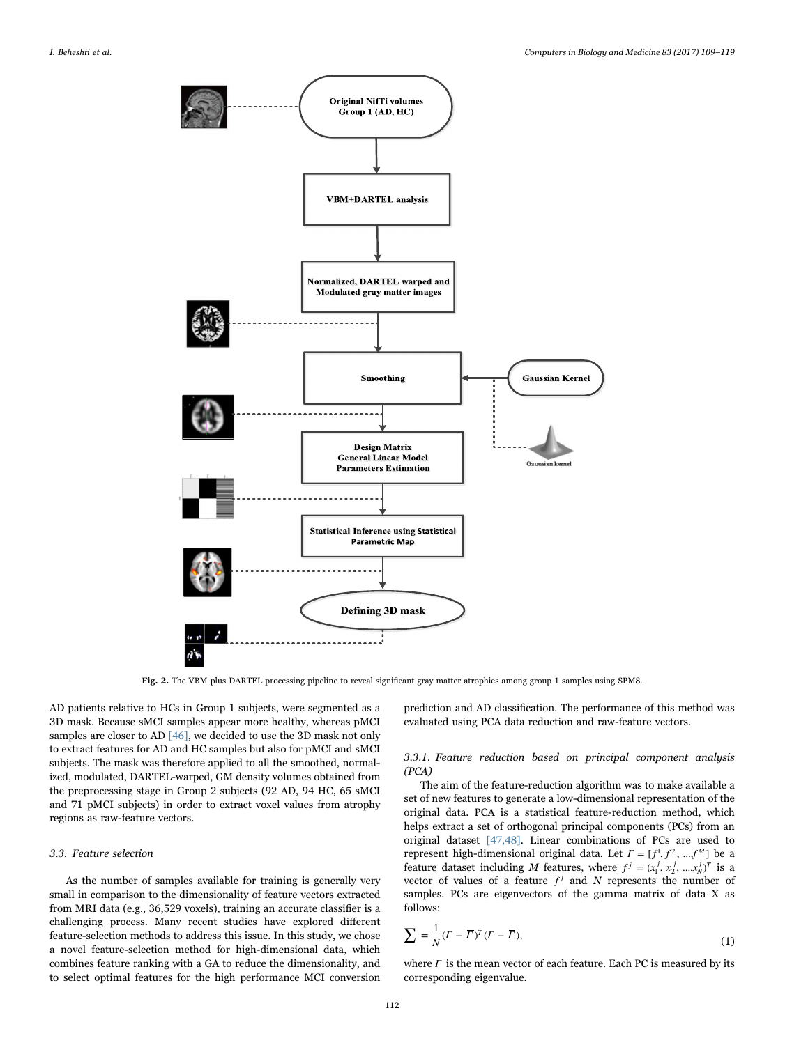Fig. 2. The VBM plus DARTEL processing pipeline to reveal significant gray matter atrophies among group 1 samples using SPM8.

AD patients relative to HCs in Group 1 subjects, were segmented as a 3D mask. Because sMCI samples appear more healthy, whereas pMCI samples are closer to AD [46], we decided to use the 3D mask not only to extract features for AD and HC samples but also for pMCI and sMCI subjects. The mask was therefore applied to all the smoothed, normalized, modulated, DARTEL-warped, GM density volumes obtained from the preprocessing stage in Group 2 subjects (92 AD, 94 HC, 65 sMCI and 71 pMCI subjects) in order to extract voxel values from atrophy regions as raw-feature vectors.

### 3.3. Feature selection

As the number of samples available for training is generally very small in comparison to the dimensionality of feature vectors extracted from MRI data (e.g., 36,529 voxels), training an accurate classifier is a challenging process. Many recent studies have explored different feature-selection methods to address this issue. In this study, we chose a novel feature-selection method for high-dimensional data, which combines feature ranking with a GA to reduce the dimensionality, and to select optimal features for the high performance MCI conversion prediction and AD classification. The performance of this method was evaluated using PCA data reduction and raw-feature vectors.

#### 3.3.1. Feature reduction based on principal component analysis (PCA)

The aim of the feature-reduction algorithm was to make available a set of new features to generate a low-dimensional representation of the original data. PCA is a statistical feature-reduction method, which helps extract a set of orthogonal principal components (PCs) from an original dataset [47,48]. Linear combinations of PCs are used to represent high-dimensional original data. Let $\Gamma = [f^1, f^2, \ldots f^M]$ be a feature dataset including $M$ features, where $f^j = (x_1^j, x_2^j, \ldots x_N^j)^T$ is a vector of values of a feature $f^j$ and $N$ represents the number of samples. PCs are eigenvectors of the gamma matrix of data X as follows:

$$\sum = \frac{1}{N}(\Gamma - \overline{\Gamma})^T(\Gamma - \overline{\Gamma}), \tag{1}$$

where $\overline{\Gamma}$ is the mean vector of each feature. Each PC is measured by its corresponding eigenvalue.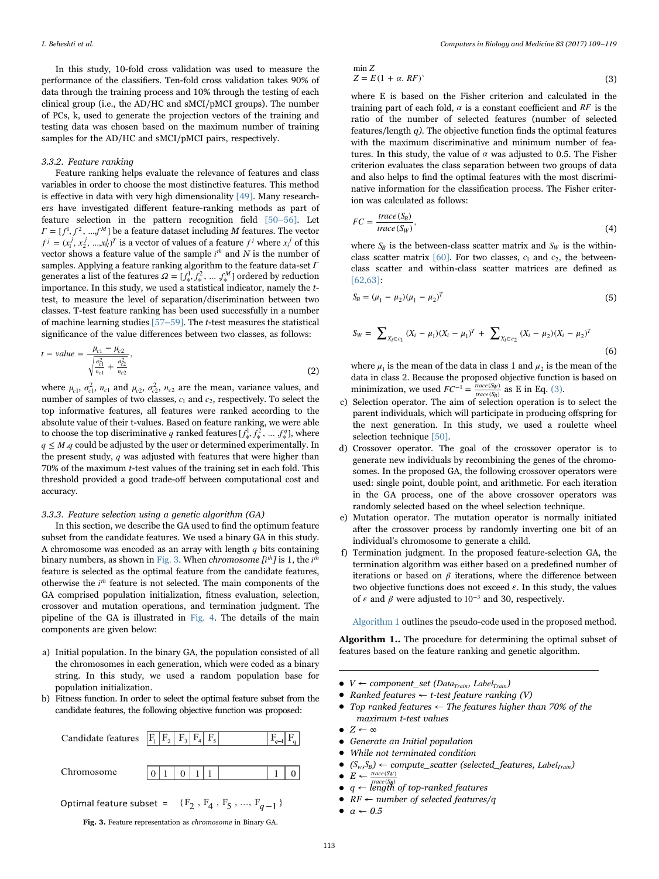In this study, 10-fold cross validation was used to measure the performance of the classifiers. Ten-fold cross validation takes 90% of data through the training process and 10% through the testing of each clinical group (i.e., the AD/HC and sMCI/pMCI groups). The number of PCs, k, used to generate the projection vectors of the training and testing data was chosen based on the maximum number of training samples for the AD/HC and sMCI/pMCI pairs, respectively.

#### 3.3.2. Feature ranking

Feature ranking helps evaluate the relevance of features and class variables in order to choose the most distinctive features. This method is effective in data with very high dimensionality [49]. Many researchers have investigated different feature-ranking methods as part of feature selection in the pattern recognition field [50–56]. Let $\Gamma = [f^1, f^2, ..., f^M]$ be a feature dataset including $M$ features. The vector $f^j = (x_1^j, x_2^j, ...x_N^j)^T$ is a vector of values of a feature $f^j$ where $x_i^j$ of this vector shows a feature value of the sample $i^{th}$ and $N$ is the number of samples. Applying a feature ranking algorithm to the feature data-set $\Gamma$ generates a list of the features $\Omega = [f_*^1, f_*^2, ...\ f_*^M]$ ordered by reduction importance. In this study, we used a statistical indicator, namely the *t*-test, to measure the level of separation/discrimination between two classes. T-test feature ranking has been used successfully in a number of machine learning studies [57–59]. The *t*-test measures the statistical significance of the value differences between two classes, as follows:

$$t - value = \frac{\mu_{c1} - \mu_{c2}}{\sqrt{\frac{\sigma_{c1}^2}{n_{c1}} + \frac{\sigma_{c2}^2}{n_{c2}}}}, \tag{2}$$

where $\mu_{c1}$, $\sigma_{c1}^2$, $n_{c1}$ and $\mu_{c2}$, $\sigma_{c2}^2$, $n_{c2}$ are the mean, variance values, and number of samples of two classes, $c_1$ and $c_2$, respectively. To select the top informative features, all features were ranked according to the absolute value of their t-values. Based on feature ranking, we were able to choose the top discriminative $q$ ranked features $[f_*^1, f_*^2, ...\ f_*^q]$, where $q \le M$.$q$ could be adjusted by the user or determined experimentally. In the present study, $q$ was adjusted with features that were higher than 70% of the maximum *t*-test values of the training set in each fold. This threshold provided a good trade-off between computational cost and accuracy.

#### 3.3.3. Feature selection using a genetic algorithm (GA)

In this section, we describe the GA used to find the optimum feature subset from the candidate features. We used a binary GA in this study. A chromosome was encoded as an array with length $q$ bits containing binary numbers, as shown in Fig. 3. When *chromosome [$i^{th}$]* is 1, the $i^{th}$ feature is selected as the optimal feature from the candidate features, otherwise the $i^{th}$ feature is not selected. The main components of the GA comprised population initialization, fitness evaluation, selection, crossover and mutation operations, and termination judgment. The pipeline of the GA is illustrated in Fig. 4. The details of the main components are given below:

a) Initial population. In the binary GA, the population consisted of all the chromosomes in each generation, which were coded as a binary string. In this study, we used a random population base for population initialization.
b) Fitness function. In order to select the optimal feature subset from the candidate features, the following objective function was proposed:

| Candidate features | $F_1$ | $F_2$ | $F_3$ | $F_4$ | $F_5$ | | $F_{q-1}$ | $F_q$ |
|---|---|---|---|---|---|---|---|---|
| Chromosome | 0 | 1 | 0 | 1 | 1 | | 1 | 0 |

Optimal feature subset = $\{F_2, F_4, F_5, ..., F_{q-1}\}$

**Fig. 3.** Feature representation as *chromosome* in Binary GA.

$$\min Z$$
$$Z = E(1 + \alpha.\ RF)' \tag{3}$$

where E is based on the Fisher criterion and calculated in the training part of each fold, $\alpha$ is a constant coefficient and $RF$ is the ratio of the number of selected features (number of selected features/length $q$). The objective function finds the optimal features with the maximum discriminative and minimum number of features. In this study, the value of $\alpha$ was adjusted to 0.5. The Fisher criterion evaluates the class separation between two groups of data and also helps to find the optimal features with the most discriminative information for the classification process. The Fisher criterion was calculated as follows:

$$FC = \frac{trace(S_B)}{trace(S_W)}, \tag{4}$$

where $S_B$ is the between-class scatter matrix and $S_W$ is the within-class scatter matrix [60]. For two classes, $c_1$ and $c_2$, the between-class scatter and within-class scatter matrices are defined as [62,63]:

$$S_B = (\mu_1 - \mu_2)(\mu_1 - \mu_2)^T \tag{5}$$

$$S_W = \sum_{X_i \in c_1} (X_i - \mu_1)(X_i - \mu_1)^T + \sum_{X_i \in c_2} (X_i - \mu_2)(X_i - \mu_2)^T \tag{6}$$

where $\mu_1$ is the mean of the data in class 1 and $\mu_2$ is the mean of the data in class 2. Because the proposed objective function is based on minimization, we used $FC^{-1} = \frac{trace(S_W)}{trace(S_B)}$ as E in Eq. (3).

c) Selection operator. The aim of selection operation is to select the parent individuals, which will participate in producing offspring for the next generation. In this study, we used a roulette wheel selection technique [50].
d) Crossover operator. The goal of the crossover operator is to generate new individuals by recombining the genes of the chromosomes. In the proposed GA, the following crossover operators were used: single point, double point, and arithmetic. For each iteration in the GA process, one of the above crossover operators was randomly selected based on the wheel selection technique.
e) Mutation operator. The mutation operator is normally initiated after the crossover process by randomly inverting one bit of an individual's chromosome to generate a child.
f) Termination judgment. In the proposed feature-selection GA, the termination algorithm was either based on a predefined number of iterations or based on $\beta$ iterations, where the difference between two objective functions does not exceed $\varepsilon$. In this study, the values of $\varepsilon$ and $\beta$ were adjusted to $10^{-3}$ and 30, respectively.

Algorithm 1 outlines the pseudo-code used in the proposed method.

**Algorithm 1..** The procedure for determining the optimal subset of features based on the feature ranking and genetic algorithm.

- *V ← component_set (Data$_{Train}$, Label$_{Train}$)*
- *Ranked features ← t-test feature ranking (V)*
- *Top ranked features ← The features higher than 70% of the maximum t-test values*
- *Z ← ∞*
- *Generate an Initial population*
- *While not terminated condition*
- *($S_w$,$S_B$) ← compute_scatter (selected_features, Label$_{Train}$)*
- *E ← $\frac{trace(S_W)}{trace(S_B)}$*
- *q ← length of top-ranked features*
- *RF ← number of selected features/q*
- *α ← 0.5*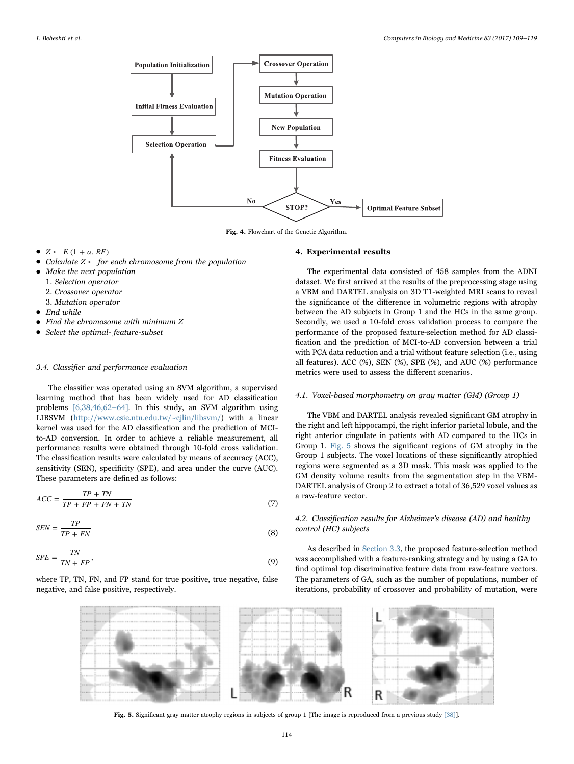Fig. 4. Flowchart of the Genetic Algorithm.

- $Z \leftarrow E\,(1 + \alpha.\,RF)$
- *Calculate Z ← for each chromosome from the population*
- *Make the next population*
  1. *Selection operator*
  2. *Crossover operator*
  3. *Mutation operator*
- *End while*
- *Find the chromosome with minimum Z*
- *Select the optimal- feature-subset*

### 3.4. Classifier and performance evaluation

The classifier was operated using an SVM algorithm, a supervised learning method that has been widely used for AD classification problems [6,38,46,62–64]. In this study, an SVM algorithm using LIBSVM (http://www.csie.ntu.edu.tw/~cjlin/libsvm/) with a linear kernel was used for the AD classification and the prediction of MCI-to-AD conversion. In order to achieve a reliable measurement, all performance results were obtained through 10-fold cross validation. The classification results were calculated by means of accuracy (ACC), sensitivity (SEN), specificity (SPE), and area under the curve (AUC). These parameters are defined as follows:

$$ACC = \frac{TP + TN}{TP + FP + FN + TN} \tag{7}$$

$$SEN = \frac{TP}{TP + FN} \tag{8}$$

$$SPE = \frac{TN}{TN + FP}, \tag{9}$$

where TP, TN, FN, and FP stand for true positive, true negative, false negative, and false positive, respectively.

## 4. Experimental results

The experimental data consisted of 458 samples from the ADNI dataset. We first arrived at the results of the preprocessing stage using a VBM and DARTEL analysis on 3D T1-weighted MRI scans to reveal the significance of the difference in volumetric regions with atrophy between the AD subjects in Group 1 and the HCs in the same group. Secondly, we used a 10-fold cross validation process to compare the performance of the proposed feature-selection method for AD classification and the prediction of MCI-to-AD conversion between a trial with PCA data reduction and a trial without feature selection (i.e., using all features). ACC (%), SEN (%), SPE (%), and AUC (%) performance metrics were used to assess the different scenarios.

### 4.1. Voxel-based morphometry on gray matter (GM) (Group 1)

The VBM and DARTEL analysis revealed significant GM atrophy in the right and left hippocampi, the right inferior parietal lobule, and the right anterior cingulate in patients with AD compared to the HCs in Group 1. Fig. 5 shows the significant regions of GM atrophy in the Group 1 subjects. The voxel locations of these significantly atrophied regions were segmented as a 3D mask. This mask was applied to the GM density volume results from the segmentation step in the VBM-DARTEL analysis of Group 2 to extract a total of 36,529 voxel values as a raw-feature vector.

### 4.2. Classification results for Alzheimer's disease (AD) and healthy control (HC) subjects

As described in Section 3.3, the proposed feature-selection method was accomplished with a feature-ranking strategy and by using a GA to find optimal top discriminative feature data from raw-feature vectors. The parameters of GA, such as the number of populations, number of iterations, probability of crossover and probability of mutation, were

Fig. 5. Significant gray matter atrophy regions in subjects of group 1 [The image is reproduced from a previous study [38]].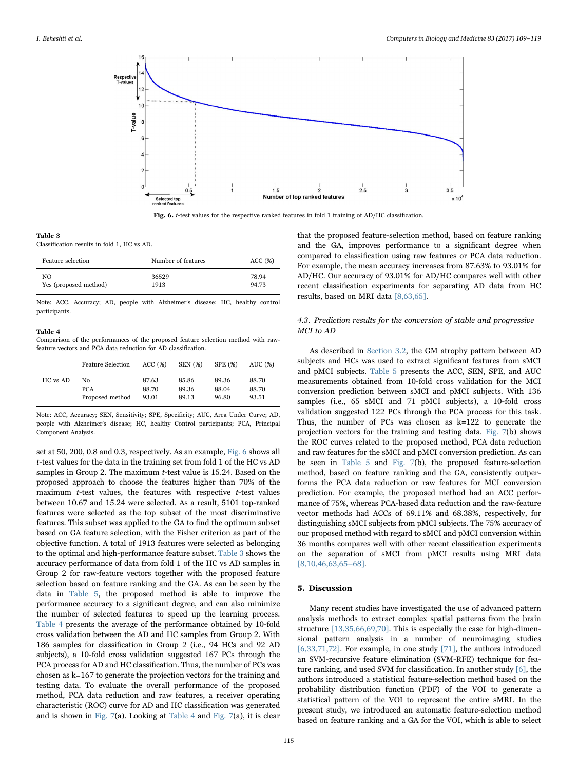Fig. 6. *t*-test values for the respective ranked features in fold 1 training of AD/HC classification.

**Table 3**
Classification results in fold 1, HC vs AD.

| Feature selection | Number of features | ACC (%) |
|---|---|---|
| NO | 36529 | 78.94 |
| Yes (proposed method) | 1913 | 94.73 |

Note: ACC, Accuracy; AD, people with Alzheimer's disease; HC, healthy control participants.

**Table 4**
Comparison of the performances of the proposed feature selection method with raw-feature vectors and PCA data reduction for AD classification.

| | Feature Selection | ACC (%) | SEN (%) | SPE (%) | AUC (%) |
|---|---|---|---|---|---|
| HC vs AD | No | 87.63 | 85.86 | 89.36 | 88.70 |
| | PCA | 88.70 | 89.36 | 88.04 | 88.70 |
| | Proposed method | 93.01 | 89.13 | 96.80 | 93.51 |

Note: ACC, Accuracy; SEN, Sensitivity; SPE, Specificity; AUC, Area Under Curve; AD, people with Alzheimer's disease; HC, healthy Control participants; PCA, Principal Component Analysis.

set at 50, 200, 0.8 and 0.3, respectively. As an example, Fig. 6 shows all *t*-test values for the data in the training set from fold 1 of the HC vs AD samples in Group 2. The maximum *t*-test value is 15.24. Based on the proposed approach to choose the features higher than 70% of the maximum *t*-test values, the features with respective *t*-test values between 10.67 and 15.24 were selected. As a result, 5101 top-ranked features were selected as the top subset of the most discriminative features. This subset was applied to the GA to find the optimum subset based on GA feature selection, with the Fisher criterion as part of the objective function. A total of 1913 features were selected as belonging to the optimal and high-performance feature subset. Table 3 shows the accuracy performance of data from fold 1 of the HC vs AD samples in Group 2 for raw-feature vectors together with the proposed feature selection based on feature ranking and the GA. As can be seen by the data in Table 5, the proposed method is able to improve the performance accuracy to a significant degree, and can also minimize the number of selected features to speed up the learning process. Table 4 presents the average of the performance obtained by 10-fold cross validation between the AD and HC samples from Group 2. With 186 samples for classification in Group 2 (i.e., 94 HCs and 92 AD subjects), a 10-fold cross validation suggested 167 PCs through the PCA process for AD and HC classification. Thus, the number of PCs was chosen as k=167 to generate the projection vectors for the training and testing data. To evaluate the overall performance of the proposed method, PCA data reduction and raw features, a receiver operating characteristic (ROC) curve for AD and HC classification was generated and is shown in Fig. 7(a). Looking at Table 4 and Fig. 7(a), it is clear that the proposed feature-selection method, based on feature ranking and the GA, improves performance to a significant degree when compared to classification using raw features or PCA data reduction. For example, the mean accuracy increases from 87.63% to 93.01% for AD/HC. Our accuracy of 93.01% for AD/HC compares well with other recent classification experiments for separating AD data from HC results, based on MRI data [8,63,65].

### 4.3. Prediction results for the conversion of stable and progressive MCI to AD

As described in Section 3.2, the GM atrophy pattern between AD subjects and HCs was used to extract significant features from sMCI and pMCI subjects. Table 5 presents the ACC, SEN, SPE, and AUC measurements obtained from 10-fold cross validation for the MCI conversion prediction between sMCI and pMCI subjects. With 136 samples (i.e., 65 sMCI and 71 pMCI subjects), a 10-fold cross validation suggested 122 PCs through the PCA process for this task. Thus, the number of PCs was chosen as k=122 to generate the projection vectors for the training and testing data. Fig. 7(b) shows the ROC curves related to the proposed method, PCA data reduction and raw features for the sMCI and pMCI conversion prediction. As can be seen in Table 5 and Fig. 7(b), the proposed feature-selection method, based on feature ranking and the GA, consistently outperforms the PCA data reduction or raw features for MCI conversion prediction. For example, the proposed method had an ACC performance of 75%, whereas PCA-based data reduction and the raw-feature vector methods had ACCs of 69.11% and 68.38%, respectively, for distinguishing sMCI subjects from pMCI subjects. The 75% accuracy of our proposed method with regard to sMCI and pMCI conversion within 36 months compares well with other recent classification experiments on the separation of sMCI from pMCI results using MRI data [8,10,46,63,65–68].

## 5. Discussion

Many recent studies have investigated the use of advanced pattern analysis methods to extract complex spatial patterns from the brain structure [13,35,66,69,70]. This is especially the case for high-dimensional pattern analysis in a number of neuroimaging studies [6,33,71,72]. For example, in one study [71], the authors introduced an SVM-recursive feature elimination (SVM-RFE) technique for feature ranking, and used SVM for classification. In another study [6], the authors introduced a statistical feature-selection method based on the probability distribution function (PDF) of the VOI to generate a statistical pattern of the VOI to represent the entire sMRI. In the present study, we introduced an automatic feature-selection method based on feature ranking and a GA for the VOI, which is able to select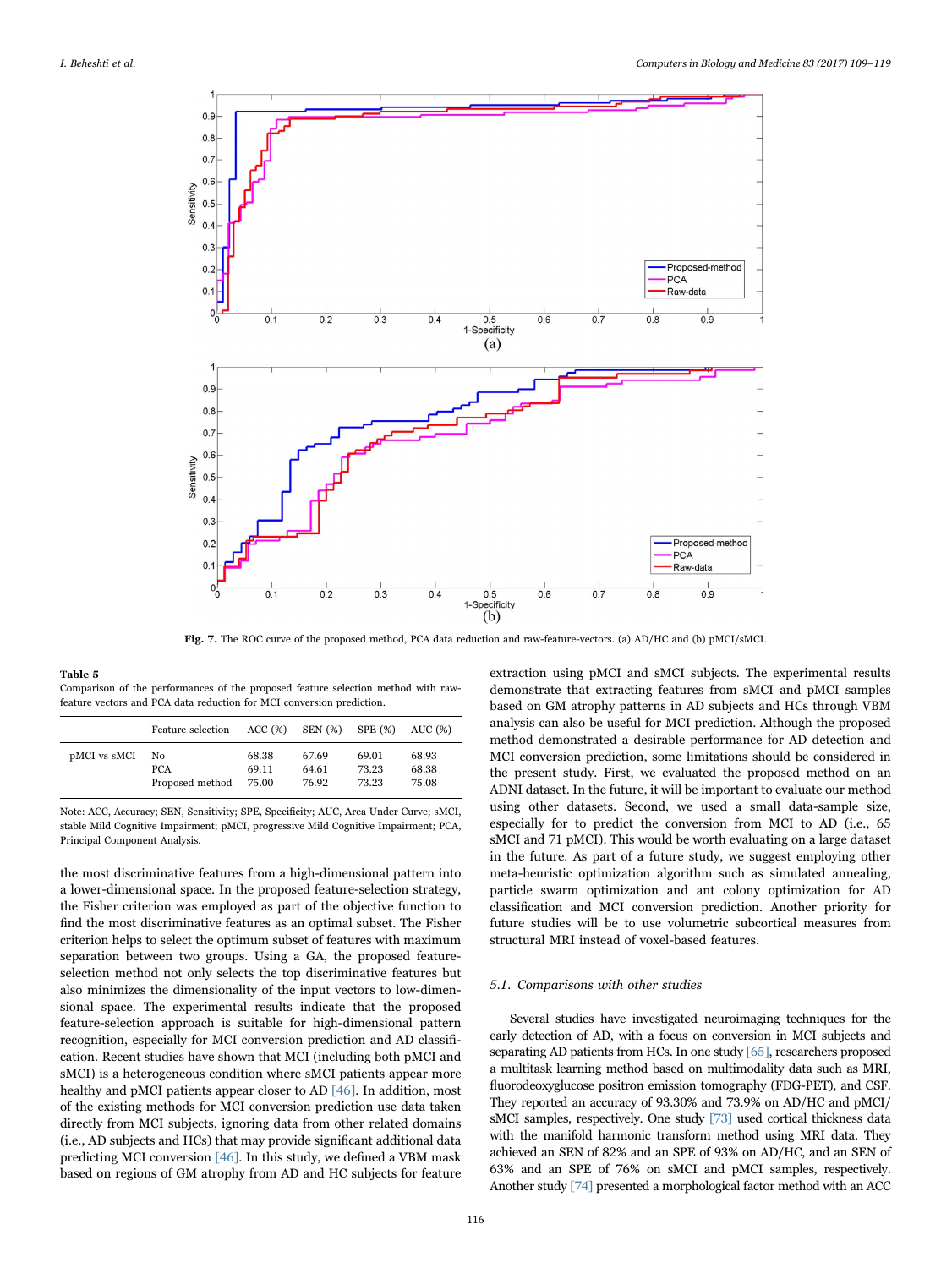**Fig. 7.** The ROC curve of the proposed method, PCA data reduction and raw-feature-vectors. (a) AD/HC and (b) pMCI/sMCI.

**Table 5**
Comparison of the performances of the proposed feature selection method with raw-feature vectors and PCA data reduction for MCI conversion prediction.

| | Feature selection | ACC (%) | SEN (%) | SPE (%) | AUC (%) |
|---|---|---|---|---|---|
| pMCI vs sMCI | No | 68.38 | 67.69 | 69.01 | 68.93 |
| | PCA | 69.11 | 64.61 | 73.23 | 68.38 |
| | Proposed method | 75.00 | 76.92 | 73.23 | 75.08 |

Note: ACC, Accuracy; SEN, Sensitivity; SPE, Specificity; AUC, Area Under Curve; sMCI, stable Mild Cognitive Impairment; pMCI, progressive Mild Cognitive Impairment; PCA, Principal Component Analysis.

the most discriminative features from a high-dimensional pattern into a lower-dimensional space. In the proposed feature-selection strategy, the Fisher criterion was employed as part of the objective function to find the most discriminative features as an optimal subset. The Fisher criterion helps to select the optimum subset of features with maximum separation between two groups. Using a GA, the proposed feature-selection method not only selects the top discriminative features but also minimizes the dimensionality of the input vectors to low-dimensional space. The experimental results indicate that the proposed feature-selection approach is suitable for high-dimensional pattern recognition, especially for MCI conversion prediction and AD classification. Recent studies have shown that MCI (including both pMCI and sMCI) is a heterogeneous condition where sMCI patients appear more healthy and pMCI patients appear closer to AD [46]. In addition, most of the existing methods for MCI conversion prediction use data taken directly from MCI subjects, ignoring data from other related domains (i.e., AD subjects and HCs) that may provide significant additional data predicting MCI conversion [46]. In this study, we defined a VBM mask based on regions of GM atrophy from AD and HC subjects for feature extraction using pMCI and sMCI subjects. The experimental results demonstrate that extracting features from sMCI and pMCI samples based on GM atrophy patterns in AD subjects and HCs through VBM analysis can also be useful for MCI prediction. Although the proposed method demonstrated a desirable performance for AD detection and MCI conversion prediction, some limitations should be considered in the present study. First, we evaluated the proposed method on an ADNI dataset. In the future, it will be important to evaluate our method using other datasets. Second, we used a small data-sample size, especially for to predict the conversion from MCI to AD (i.e., 65 sMCI and 71 pMCI). This would be worth evaluating on a large dataset in the future. As part of a future study, we suggest employing other meta-heuristic optimization algorithm such as simulated annealing, particle swarm optimization and ant colony optimization for AD classification and MCI conversion prediction. Another priority for future studies will be to use volumetric subcortical measures from structural MRI instead of voxel-based features.

### 5.1. Comparisons with other studies

Several studies have investigated neuroimaging techniques for the early detection of AD, with a focus on conversion in MCI subjects and separating AD patients from HCs. In one study [65], researchers proposed a multitask learning method based on multimodality data such as MRI, fluorodeoxyglucose positron emission tomography (FDG-PET), and CSF. They reported an accuracy of 93.30% and 73.9% on AD/HC and pMCI/sMCI samples, respectively. One study [73] used cortical thickness data with the manifold harmonic transform method using MRI data. They achieved an SEN of 82% and an SPE of 93% on AD/HC, and an SEN of 63% and an SPE of 76% on sMCI and pMCI samples, respectively. Another study [74] presented a morphological factor method with an ACC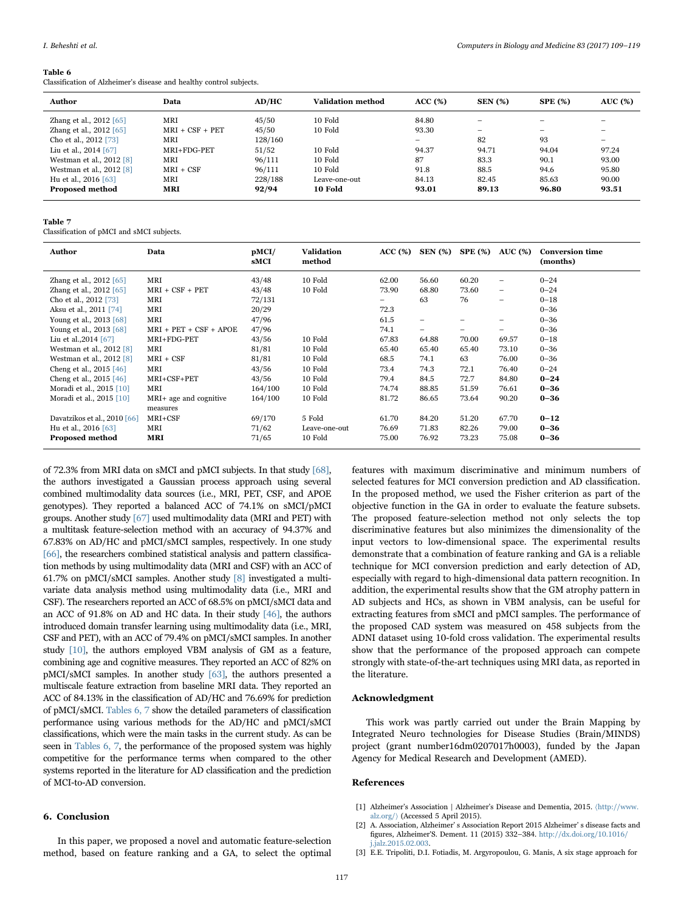**Table 6**
Classification of Alzheimer's disease and healthy control subjects.

| Author | Data | AD/HC | Validation method | ACC (%) | SEN (%) | SPE (%) | AUC (%) |
|---|---|---|---|---|---|---|---|
| Zhang et al., 2012 [65] | MRI | 45/50 | 10 Fold | 84.80 | – | – | – |
| Zhang et al., 2012 [65] | MRI + CSF + PET | 45/50 | 10 Fold | 93.30 | – | – | – |
| Cho et al., 2012 [73] | MRI | 128/160 | | – | 82 | 93 | – |
| Liu et al., 2014 [67] | MRI+FDG-PET | 51/52 | 10 Fold | 94.37 | 94.71 | 94.04 | 97.24 |
| Westman et al., 2012 [8] | MRI | 96/111 | 10 Fold | 87 | 83.3 | 90.1 | 93.00 |
| Westman et al., 2012 [8] | MRI + CSF | 96/111 | 10 Fold | 91.8 | 88.5 | 94.6 | 95.80 |
| Hu et al., 2016 [63] | MRI | 228/188 | Leave-one-out | 84.13 | 82.45 | 85.63 | 90.00 |
| **Proposed method** | **MRI** | **92/94** | **10 Fold** | **93.01** | **89.13** | **96.80** | **93.51** |

**Table 7**
Classification of pMCI and sMCI subjects.

| Author | Data | pMCI/ sMCI | Validation method | ACC (%) | SEN (%) | SPE (%) | AUC (%) | Conversion time (months) |
|---|---|---|---|---|---|---|---|---|
| Zhang et al., 2012 [65] | MRI | 43/48 | 10 Fold | 62.00 | 56.60 | 60.20 | – | 0–24 |
| Zhang et al., 2012 [65] | MRI + CSF + PET | 43/48 | 10 Fold | 73.90 | 68.80 | 73.60 | – | 0–24 |
| Cho et al., 2012 [73] | MRI | 72/131 | | – | 63 | 76 | – | 0–18 |
| Aksu et al., 2011 [74] | MRI | 20/29 | | 72.3 | | | | 0–36 |
| Young et al., 2013 [68] | MRI | 47/96 | | 61.5 | – | – | – | 0–36 |
| Young et al., 2013 [68] | MRI + PET + CSF + APOE | 47/96 | | 74.1 | – | – | – | 0–36 |
| Liu et al.,2014 [67] | MRI+FDG-PET | 43/56 | 10 Fold | 67.83 | 64.88 | 70.00 | 69.57 | 0–18 |
| Westman et al., 2012 [8] | MRI | 81/81 | 10 Fold | 65.40 | 65.40 | 65.40 | 73.10 | 0–36 |
| Westman et al., 2012 [8] | MRI + CSF | 81/81 | 10 Fold | 68.5 | 74.1 | 63 | 76.00 | 0–36 |
| Cheng et al., 2015 [46] | MRI | 43/56 | 10 Fold | 73.4 | 74.3 | 72.1 | 76.40 | 0–24 |
| Cheng et al., 2015 [46] | MRI+CSF+PET | 43/56 | 10 Fold | 79.4 | 84.5 | 72.7 | 84.80 | **0–24** |
| Moradi et al., 2015 [10] | MRI | 164/100 | 10 Fold | 74.74 | 88.85 | 51.59 | 76.61 | **0–36** |
| Moradi et al., 2015 [10] | MRI+ age and cognitive measures | 164/100 | 10 Fold | 81.72 | 86.65 | 73.64 | 90.20 | **0–36** |
| Davatzikos et al., 2010 [66] | MRI+CSF | 69/170 | 5 Fold | 61.70 | 84.20 | 51.20 | 67.70 | **0–12** |
| Hu et al., 2016 [63] | MRI | 71/62 | Leave-one-out | 76.69 | 71.83 | 82.26 | 79.00 | **0–36** |
| **Proposed method** | **MRI** | 71/65 | 10 Fold | 75.00 | 76.92 | 73.23 | 75.08 | **0–36** |

of 72.3% from MRI data on sMCI and pMCI subjects. In that study [68], the authors investigated a Gaussian process approach using several combined multimodality data sources (i.e., MRI, PET, CSF, and APOE genotypes). They reported a balanced ACC of 74.1% on sMCI/pMCI groups. Another study [67] used multimodality data (MRI and PET) with a multitask feature-selection method with an accuracy of 94.37% and 67.83% on AD/HC and pMCI/sMCI samples, respectively. In one study [66], the researchers combined statistical analysis and pattern classification methods by using multimodality data (MRI and CSF) with an ACC of 61.7% on pMCI/sMCI samples. Another study [8] investigated a multivariate data analysis method using multimodality data (i.e., MRI and CSF). The researchers reported an ACC of 68.5% on pMCI/sMCI data and an ACC of 91.8% on AD and HC data. In their study [46], the authors introduced domain transfer learning using multimodality data (i.e., MRI, CSF and PET), with an ACC of 79.4% on pMCI/sMCI samples. In another study [10], the authors employed VBM analysis of GM as a feature, combining age and cognitive measures. They reported an ACC of 82% on pMCI/sMCI samples. In another study [63], the authors presented a multiscale feature extraction from baseline MRI data. They reported an ACC of 84.13% in the classification of AD/HC and 76.69% for prediction of pMCI/sMCI. Tables 6, 7 show the detailed parameters of classification performance using various methods for the AD/HC and pMCI/sMCI classifications, which were the main tasks in the current study. As can be seen in Tables 6, 7, the performance of the proposed system was highly competitive for the performance terms when compared to the other systems reported in the literature for AD classification and the prediction of MCI-to-AD conversion.

## 6. Conclusion

In this paper, we proposed a novel and automatic feature-selection method, based on feature ranking and a GA, to select the optimal features with maximum discriminative and minimum numbers of selected features for MCI conversion prediction and AD classification. In the proposed method, we used the Fisher criterion as part of the objective function in the GA in order to evaluate the feature subsets. The proposed feature-selection method not only selects the top discriminative features but also minimizes the dimensionality of the input vectors to low-dimensional space. The experimental results demonstrate that a combination of feature ranking and GA is a reliable technique for MCI conversion prediction and early detection of AD, especially with regard to high-dimensional data pattern recognition. In addition, the experimental results show that the GM atrophy pattern in AD subjects and HCs, as shown in VBM analysis, can be useful for extracting features from sMCI and pMCI samples. The performance of the proposed CAD system was measured on 458 subjects from the ADNI dataset using 10-fold cross validation. The experimental results show that the performance of the proposed approach can compete strongly with state-of-the-art techniques using MRI data, as reported in the literature.

## Acknowledgment

This work was partly carried out under the Brain Mapping by Integrated Neuro technologies for Disease Studies (Brain/MINDS) project (grant number16dm0207017h0003), funded by the Japan Agency for Medical Research and Development (AMED).

## References

[1] Alzheimer's Association | Alzheimer's Disease and Dementia, 2015. ⟨http://www.alz.org/⟩ (Accessed 5 April 2015).

[2] A. Association, Alzheimer' s Association Report 2015 Alzheimer' s disease facts and figures, Alzheimer'S. Dement. 11 (2015) 332–384. http://dx.doi.org/10.1016/j.jalz.2015.02.003.

[3] E.E. Tripoliti, D.I. Fotiadis, M. Argyropoulou, G. Manis, A six stage approach for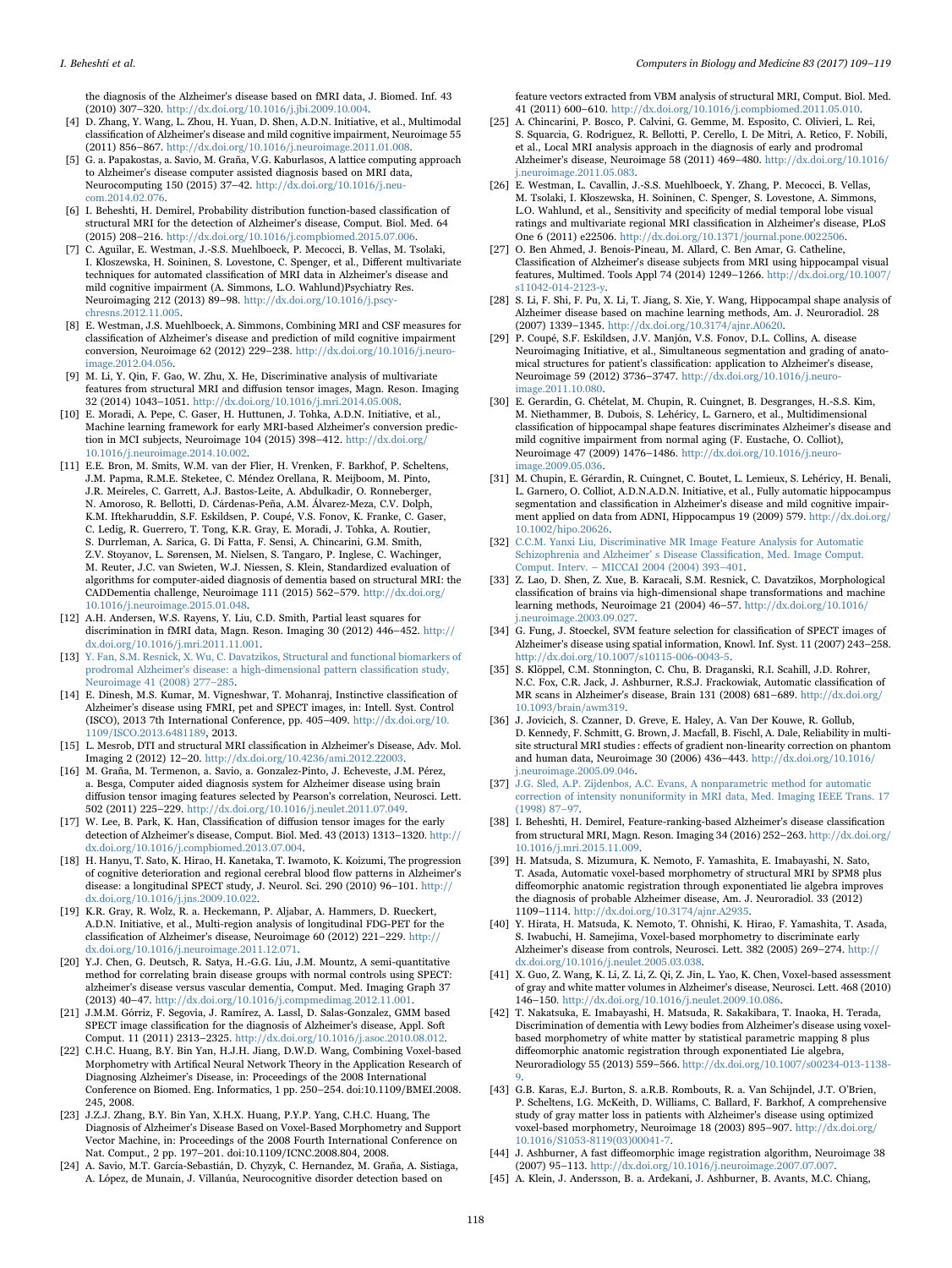the diagnosis of the Alzheimer's disease based on fMRI data, J. Biomed. Inf. 43 (2010) 307–320. http://dx.doi.org/10.1016/j.jbi.2009.10.004.

[4] D. Zhang, Y. Wang, L. Zhou, H. Yuan, D. Shen, A.D.N. Initiative, et al., Multimodal classification of Alzheimer's disease and mild cognitive impairment, Neuroimage 55 (2011) 856–867. http://dx.doi.org/10.1016/j.neuroimage.2011.01.008.

[5] G. a. Papakostas, a. Savio, M. Graña, V.G. Kaburlasos, A lattice computing approach to Alzheimer's disease computer assisted diagnosis based on MRI data, Neurocomputing 150 (2015) 37–42. http://dx.doi.org/10.1016/j.neucom.2014.02.076.

[6] I. Beheshti, H. Demirel, Probability distribution function-based classification of structural MRI for the detection of Alzheimer's disease, Comput. Biol. Med. 64 (2015) 208–216. http://dx.doi.org/10.1016/j.compbiomed.2015.07.006.

[7] C. Aguilar, E. Westman, J.-S.S. Muehlboeck, P. Mecocci, B. Vellas, M. Tsolaki, I. Kloszewska, H. Soininen, S. Lovestone, C. Spenger, et al., Different multivariate techniques for automated classification of MRI data in Alzheimer's disease and mild cognitive impairment (A. Simmons, L.O. Wahlund)Psychiatry Res. Neuroimaging 212 (2013) 89–98. http://dx.doi.org/10.1016/j.pscychresns.2012.11.005.

[8] E. Westman, J.S. Muehlboeck, A. Simmons, Combining MRI and CSF measures for classification of Alzheimer's disease and prediction of mild cognitive impairment conversion, Neuroimage 62 (2012) 229–238. http://dx.doi.org/10.1016/j.neuroimage.2012.04.056.

[9] M. Li, Y. Qin, F. Gao, W. Zhu, X. He, Discriminative analysis of multivariate features from structural MRI and diffusion tensor images, Magn. Reson. Imaging 32 (2014) 1043–1051. http://dx.doi.org/10.1016/j.mri.2014.05.008.

[10] E. Moradi, A. Pepe, C. Gaser, H. Huttunen, J. Tohka, A.D.N. Initiative, et al., Machine learning framework for early MRI-based Alzheimer's conversion prediction in MCI subjects, Neuroimage 104 (2015) 398–412. http://dx.doi.org/10.1016/j.neuroimage.2014.10.002.

[11] E.E. Bron, M. Smits, W.M. van der Flier, H. Vrenken, F. Barkhof, P. Scheltens, J.M. Papma, R.M.E. Steketee, C. Méndez Orellana, R. Meijboom, M. Pinto, J.R. Meireles, C. Garrett, A.J. Bastos-Leite, A. Abdulkadir, O. Ronneberger, N. Amoroso, R. Bellotti, D. Cárdenas-Peña, A.M. Álvarez-Meza, C.V. Dolph, K.M. Iftekharuddin, S.F. Eskildsen, P. Coupé, V.S. Fonov, K. Franke, C. Gaser, C. Ledig, R. Guerrero, T. Tong, K.R. Gray, E. Moradi, J. Tohka, A. Routier, S. Durrleman, A. Sarica, G. Di Fatta, F. Sensi, A. Chincarini, G.M. Smith, Z.V. Stoyanov, L. Sørensen, M. Nielsen, S. Tangaro, P. Inglese, C. Wachinger, M. Reuter, J.C. van Swieten, W.J. Niessen, S. Klein, Standardized evaluation of algorithms for computer-aided diagnosis of dementia based on structural MRI: the CADDementia challenge, Neuroimage 111 (2015) 562–579. http://dx.doi.org/10.1016/j.neuroimage.2015.01.048.

[12] A.H. Andersen, W.S. Rayens, Y. Liu, C.D. Smith, Partial least squares for discrimination in fMRI data, Magn. Reson. Imaging 30 (2012) 446–452. http://dx.doi.org/10.1016/j.mri.2011.11.001.

[13] Y. Fan, S.M. Resnick, X. Wu, C. Davatzikos, Structural and functional biomarkers of prodromal Alzheimer's disease: a high-dimensional pattern classification study, Neuroimage 41 (2008) 277–285.

[14] E. Dinesh, M.S. Kumar, M. Vigneshwar, T. Mohanraj, Instinctive classification of Alzheimer's disease using FMRI, pet and SPECT images, in: Intell. Syst. Control (ISCO), 2013 7th International Conference, pp. 405–409. http://dx.doi.org/10.1109/ISCO.2013.6481189, 2013.

[15] L. Mesrob, DTI and structural MRI classification in Alzheimer's Disease, Adv. Mol. Imaging 2 (2012) 12–20. http://dx.doi.org/10.4236/ami.2012.22003.

[16] M. Graña, M. Termenon, a. Savio, a. Gonzalez-Pinto, J. Echeveste, J.M. Pérez, a. Besga, Computer aided diagnosis system for Alzheimer disease using brain diffusion tensor imaging features selected by Pearson's correlation, Neurosci. Lett. 502 (2011) 225–229. http://dx.doi.org/10.1016/j.neulet.2011.07.049.

[17] W. Lee, B. Park, K. Han, Classification of diffusion tensor images for the early detection of Alzheimer's disease, Comput. Biol. Med. 43 (2013) 1313–1320. http://dx.doi.org/10.1016/j.compbiomed.2013.07.004.

[18] H. Hanyu, T. Sato, K. Hirao, H. Kanetaka, T. Iwamoto, K. Koizumi, The progression of cognitive deterioration and regional cerebral blood flow patterns in Alzheimer's disease: a longitudinal SPECT study, J. Neurol. Sci. 290 (2010) 96–101. http://dx.doi.org/10.1016/j.jns.2009.10.022.

[19] K.R. Gray, R. Wolz, R. a. Heckemann, P. Aljabar, A. Hammers, D. Rueckert, A.D.N. Initiative, et al., Multi-region analysis of longitudinal FDG-PET for the classification of Alzheimer's disease, Neuroimage 60 (2012) 221–229. http://dx.doi.org/10.1016/j.neuroimage.2011.12.071.

[20] Y.J. Chen, G. Deutsch, R. Satya, H.-G.G. Liu, J.M. Mountz, A semi-quantitative method for correlating brain disease groups with normal controls using SPECT: alzheimer's disease versus vascular dementia, Comput. Med. Imaging Graph 37 (2013) 40–47. http://dx.doi.org/10.1016/j.compmedimag.2012.11.001.

[21] J.M.M. Górriz, F. Segovia, J. Ramírez, A. Lassl, D. Salas-Gonzalez, GMM based SPECT image classification for the diagnosis of Alzheimer's disease, Appl. Soft Comput. 11 (2011) 2313–2325. http://dx.doi.org/10.1016/j.asoc.2010.08.012.

[22] C.H.C. Huang, B.Y. Bin Yan, H.J.H. Jiang, D.W.D. Wang, Combining Voxel-based Morphometry with Artifical Neural Network Theory in the Application Research of Diagnosing Alzheimer's Disease, in: Proceedings of the 2008 International Conference on Biomed. Eng. Informatics, 1 pp. 250–254. doi:10.1109/BMEI.2008.245, 2008.

[23] J.Z.J. Zhang, B.Y. Bin Yan, X.H.X. Huang, P.Y.P. Yang, C.H.C. Huang, The Diagnosis of Alzheimer's Disease Based on Voxel-Based Morphometry and Support Vector Machine, in: Proceedings of the 2008 Fourth International Conference on Nat. Comput., 2 pp. 197–201. doi:10.1109/ICNC.2008.804, 2008.

[24] A. Savio, M.T. García-Sebastián, D. Chyzyk, C. Hernandez, M. Graña, A. Sistiaga, A. López de Munain, J. Villanúa, Neurocognitive disorder detection based on feature vectors extracted from VBM analysis of structural MRI, Comput. Biol. Med. 41 (2011) 600–610. http://dx.doi.org/10.1016/j.compbiomed.2011.05.010.

[25] A. Chincarini, P. Bosco, P. Calvini, G. Gemme, M. Esposito, C. Olivieri, L. Rei, S. Squarcia, G. Rodriguez, R. Bellotti, P. Cerello, I. De Mitri, A. Retico, F. Nobili, et al., Local MRI analysis approach in the diagnosis of early and prodromal Alzheimer's disease, Neuroimage 58 (2011) 469–480. http://dx.doi.org/10.1016/j.neuroimage.2011.05.083.

[26] E. Westman, L. Cavallin, J.-S.S. Muehlboeck, Y. Zhang, P. Mecocci, B. Vellas, M. Tsolaki, I. Kłoszewska, H. Soininen, C. Spenger, S. Lovestone, A. Simmons, L.O. Wahlund, et al., Sensitivity and specificity of medial temporal lobe visual ratings and multivariate regional MRI classification in Alzheimer's disease, PLoS One 6 (2011) e22506. http://dx.doi.org/10.1371/journal.pone.0022506.

[27] O. Ben Ahmed, J. Benois-Pineau, M. Allard, C. Ben Amar, G. Catheline, Classification of Alzheimer's disease subjects from MRI using hippocampal visual features, Multimed. Tools Appl 74 (2014) 1249–1266. http://dx.doi.org/10.1007/s11042-014-2123-y.

[28] S. Li, F. Shi, F. Pu, X. Li, T. Jiang, S. Xie, Y. Wang, Hippocampal shape analysis of Alzheimer disease based on machine learning methods, Am. J. Neuroradiol. 28 (2007) 1339–1345. http://dx.doi.org/10.3174/ajnr.A0620.

[29] P. Coupé, S.F. Eskildsen, J.V. Manjón, V.S. Fonov, D.L. Collins, A. disease Neuroimaging Initiative, et al., Simultaneous segmentation and grading of anatomical structures for patient's classification: application to Alzheimer's disease, Neuroimage 59 (2012) 3736–3747. http://dx.doi.org/10.1016/j.neuroimage.2011.10.080.

[30] E. Gerardin, G. Chételat, M. Chupin, R. Cuingnet, B. Desgranges, H.-S.S. Kim, M. Niethammer, B. Dubois, S. Lehéricy, L. Garnero, et al., Multidimensional classification of hippocampal shape features discriminates Alzheimer's disease and mild cognitive impairment from normal aging (F. Eustache, O. Colliot), Neuroimage 47 (2009) 1476–1486. http://dx.doi.org/10.1016/j.neuroimage.2009.05.036.

[31] M. Chupin, E. Gérardin, R. Cuingnet, C. Boutet, L. Lemieux, S. Lehéricy, H. Benali, L. Garnero, O. Colliot, A.D.N.A.D.N. Initiative, et al., Fully automatic hippocampus segmentation and classification in Alzheimer's disease and mild cognitive impairment applied on data from ADNI, Hippocampus 19 (2009) 579. http://dx.doi.org/10.1002/hipo.20626.

[32] C.C.M. Yanxi Liu, Discriminative MR Image Feature Analysis for Automatic Schizophrenia and Alzheimer' s Disease Classification, Med. Image Comput. Comput. Interv. – MICCAI 2004 (2004) 393–401.

[33] Z. Lao, D. Shen, Z. Xue, B. Karacali, S.M. Resnick, C. Davatzikos, Morphological classification of brains via high-dimensional shape transformations and machine learning methods, Neuroimage 21 (2004) 46–57. http://dx.doi.org/10.1016/j.neuroimage.2003.09.027.

[34] G. Fung, J. Stoeckel, SVM feature selection for classification of SPECT images of Alzheimer's disease using spatial information, Knowl. Inf. Syst. 11 (2007) 243–258. http://dx.doi.org/10.1007/s10115-006-0043-5.

[35] S. Klöppel, C.M. Stonnington, C. Chu, B. Draganski, R.I. Scahill, J.D. Rohrer, N.C. Fox, C.R. Jack, J. Ashburner, R.S.J. Frackowiak, Automatic classification of MR scans in Alzheimer's disease, Brain 131 (2008) 681–689. http://dx.doi.org/10.1093/brain/awm319.

[36] J. Jovicich, S. Czanner, D. Greve, E. Haley, A. Van Der Kouwe, R. Gollub, D. Kennedy, F. Schmitt, G. Brown, J. Macfall, B. Fischl, A. Dale, Reliability in multi-site structural MRI studies : effects of gradient non-linearity correction on phantom and human data, Neuroimage 30 (2006) 436–443. http://dx.doi.org/10.1016/j.neuroimage.2005.09.046.

[37] J.G. Sled, A.P. Zijdenbos, A.C. Evans, A nonparametric method for automatic correction of intensity nonuniformity in MRI data, Med. Imaging IEEE Trans. 17 (1998) 87–97.

[38] I. Beheshti, H. Demirel, Feature-ranking-based Alzheimer's disease classification from structural MRI, Magn. Reson. Imaging 34 (2016) 252–263. http://dx.doi.org/10.1016/j.mri.2015.11.009.

[39] H. Matsuda, S. Mizumura, K. Nemoto, F. Yamashita, E. Imabayashi, N. Sato, T. Asada, Automatic voxel-based morphometry of structural MRI by SPM8 plus diffeomorphic anatomic registration through exponentiated lie algebra improves the diagnosis of probable Alzheimer disease, Am. J. Neuroradiol. 33 (2012) 1109–1114. http://dx.doi.org/10.3174/ajnr.A2935.

[40] Y. Hirata, H. Matsuda, K. Nemoto, T. Ohnishi, K. Hirao, F. Yamashita, T. Asada, S. Iwabuchi, H. Samejima, Voxel-based morphometry to discriminate early Alzheimer's disease from controls, Neurosci. Lett. 382 (2005) 269–274. http://dx.doi.org/10.1016/j.neulet.2005.03.038.

[41] X. Guo, Z. Wang, K. Li, Z. Li, Z. Qi, Z. Jin, L. Yao, K. Chen, Voxel-based assessment of gray and white matter volumes in Alzheimer's disease, Neurosci. Lett. 468 (2010) 146–150. http://dx.doi.org/10.1016/j.neulet.2009.10.086.

[42] T. Nakatsuka, E. Imabayashi, H. Matsuda, R. Sakakibara, T. Inaoka, H. Terada, Discrimination of dementia with Lewy bodies from Alzheimer's disease using voxel-based morphometry of white matter by statistical parametric mapping 8 plus diffeomorphic anatomic registration through exponentiated Lie algebra, Neuroradiology 55 (2013) 559–566. http://dx.doi.org/10.1007/s00234-013-1138-9.

[43] G.B. Karas, E.J. Burton, S. a.R.B. Rombouts, R. a. Van Schijndel, J.T. O'Brien, P. Scheltens, I.G. McKeith, D. Williams, C. Ballard, F. Barkhof, A comprehensive study of gray matter loss in patients with Alzheimer's disease using optimized voxel-based morphometry, Neuroimage 18 (2003) 895–907. http://dx.doi.org/10.1016/S1053-8119(03)00041-7.

[44] J. Ashburner, A fast diffeomorphic image registration algorithm, Neuroimage 38 (2007) 95–113. http://dx.doi.org/10.1016/j.neuroimage.2007.07.007.

[45] A. Klein, J. Andersson, B. a. Ardekani, J. Ashburner, B. Avants, M.C. Chiang,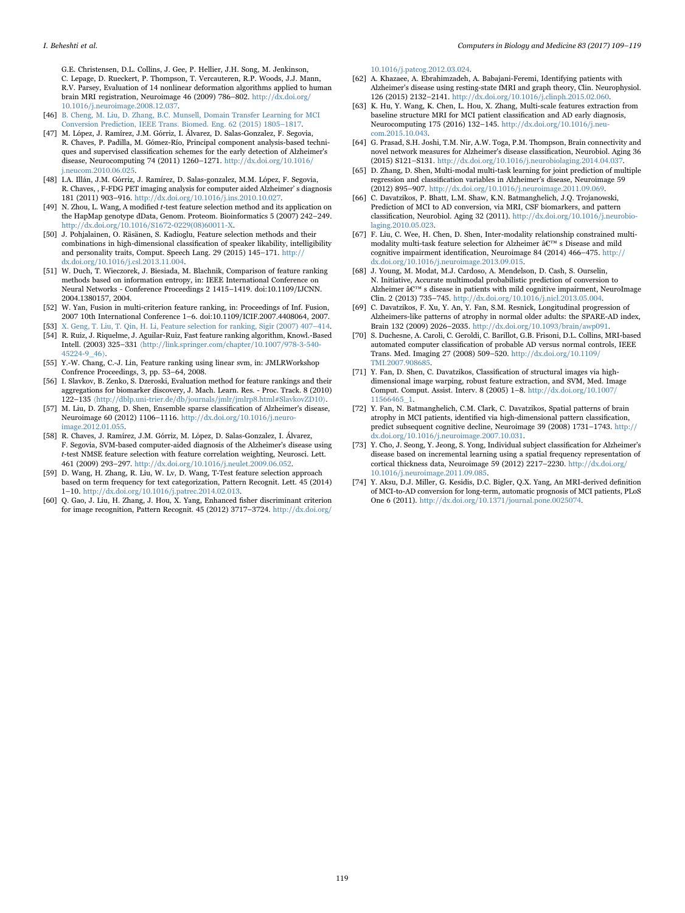G.E. Christensen, D.L. Collins, J. Gee, P. Hellier, J.H. Song, M. Jenkinson, C. Lepage, D. Rueckert, P. Thompson, T. Vercauteren, R.P. Woods, J.J. Mann, R.V. Parsey, Evaluation of 14 nonlinear deformation algorithms applied to human brain MRI registration, Neuroimage 46 (2009) 786–802. http://dx.doi.org/10.1016/j.neuroimage.2008.12.037.

[46] B. Cheng, M. Liu, D. Zhang, B.C. Munsell, Domain Transfer Learning for MCI Conversion Prediction, IEEE Trans. Biomed. Eng. 62 (2015) 1805–1817.

[47] M. López, J. Ramírez, J.M. Górriz, I. Álvarez, D. Salas-Gonzalez, F. Segovia, R. Chaves, P. Padilla, M. Gómez-Río, Principal component analysis-based techniques and supervised classification schemes for the early detection of Alzheimer's disease, Neurocomputing 74 (2011) 1260–1271. http://dx.doi.org/10.1016/j.neucom.2010.06.025.

[48] I.A. Illán, J.M. Górriz, J. Ramírez, D. Salas-gonzalez, M.M. López, F. Segovia, R. Chaves, , F-FDG PET imaging analysis for computer aided Alzheimer' s diagnosis 181 (2011) 903–916. http://dx.doi.org/10.1016/j.ins.2010.10.027.

[49] N. Zhou, L. Wang, A modified *t*-test feature selection method and its application on the HapMap genotype dData, Genom. Proteom. Bioinformatics 5 (2007) 242–249. http://dx.doi.org/10.1016/S1672-0229(08)60011-X.

[50] J. Pohjalainen, O. Räsänen, S. Kadioglu, Feature selection methods and their combinations in high-dimensional classification of speaker likability, intelligibility and personality traits, Comput. Speech Lang. 29 (2015) 145–171. http://dx.doi.org/10.1016/j.csl.2013.11.004.

[51] W. Duch, T. Wieczorek, J. Biesiada, M. Blachnik, Comparison of feature ranking methods based on information entropy, in: IEEE International Conference on Neural Networks - Conference Proceedings 2 1415–1419. doi:10.1109/IJCNN.2004.1380157, 2004.

[52] W. Yan, Fusion in multi-criterion feature ranking, in: Proceedings of Inf. Fusion, 2007 10th International Conference 1–6. doi:10.1109/ICIF.2007.4408064, 2007.

[53] X. Geng, T. Liu, T. Qin, H. Li, Feature selection for ranking, Sigir (2007) 407–414.

[54] R. Ruiz, J. Riquelme, J. Aguilar-Ruiz, Fast feature ranking algorithm, Knowl.-Based Intell. (2003) 325–331 ⟨http://link.springer.com/chapter/10.1007/978-3-540-45224-9_46⟩.

[55] Y.-W. Chang, C.-J. Lin, Feature ranking using linear svm, in: JMLRWorkshop Confrence Proceedings, 3, pp. 53–64, 2008.

[56] I. Slavkov, B. Zenko, S. Dzeroski, Evaluation method for feature rankings and their aggregations for biomarker discovery, J. Mach. Learn. Res. - Proc. Track. 8 (2010) 122–135 ⟨http://dblp.uni-trier.de/db/journals/jmlr/jmlrp8.html#SlavkovZD10⟩.

[57] M. Liu, D. Zhang, D. Shen, Ensemble sparse classification of Alzheimer's disease, Neuroimage 60 (2012) 1106–1116. http://dx.doi.org/10.1016/j.neuroimage.2012.01.055.

[58] R. Chaves, J. Ramírez, J.M. Górriz, M. López, D. Salas-Gonzalez, I. Álvarez, F. Segovia, SVM-based computer-aided diagnosis of the Alzheimer's disease using *t*-test NMSE feature selection with feature correlation weighting, Neurosci. Lett. 461 (2009) 293–297. http://dx.doi.org/10.1016/j.neulet.2009.06.052.

[59] D. Wang, H. Zhang, R. Liu, W. Lv, D. Wang, T-Test feature selection approach based on term frequency for text categorization, Pattern Recognit. Lett. 45 (2014) 1–10. http://dx.doi.org/10.1016/j.patrec.2014.02.013.

[60] Q. Gao, J. Liu, H. Zhang, J. Hou, X. Yang, Enhanced fisher discriminant criterion for image recognition, Pattern Recognit. 45 (2012) 3717–3724. http://dx.doi.org/10.1016/j.patcog.2012.03.024.

[62] A. Khazaee, A. Ebrahimzadeh, A. Babajani-Feremi, Identifying patients with Alzheimer's disease using resting-state fMRI and graph theory, Clin. Neurophysiol. 126 (2015) 2132–2141. http://dx.doi.org/10.1016/j.clinph.2015.02.060.

[63] K. Hu, Y. Wang, K. Chen, L. Hou, X. Zhang, Multi-scale features extraction from baseline structure MRI for MCI patient classification and AD early diagnosis, Neurocomputing 175 (2016) 132–145. http://dx.doi.org/10.1016/j.neucom.2015.10.043.

[64] G. Prasad, S.H. Joshi, T.M. Nir, A.W. Toga, P.M. Thompson, Brain connectivity and novel network measures for Alzheimer's disease classification, Neurobiol. Aging 36 (2015) S121–S131. http://dx.doi.org/10.1016/j.neurobiolaging.2014.04.037.

[65] D. Zhang, D. Shen, Multi-modal multi-task learning for joint prediction of multiple regression and classification variables in Alzheimer's disease, Neuroimage 59 (2012) 895–907. http://dx.doi.org/10.1016/j.neuroimage.2011.09.069.

[66] C. Davatzikos, P. Bhatt, L.M. Shaw, K.N. Batmanghelich, J.Q. Trojanowski, Prediction of MCI to AD conversion, via MRI, CSF biomarkers, and pattern classification, Neurobiol. Aging 32 (2011). http://dx.doi.org/10.1016/j.neurobiolaging.2010.05.023.

[67] F. Liu, C. Wee, H. Chen, D. Shen, Inter-modality relationship constrained multi-modality multi-task feature selection for Alzheimer â€™ s Disease and mild cognitive impairment identification, Neuroimage 84 (2014) 466–475. http://dx.doi.org/10.1016/j.neuroimage.2013.09.015.

[68] J. Young, M. Modat, M.J. Cardoso, A. Mendelson, D. Cash, S. Ourselin, N. Initiative, Accurate multimodal probabilistic prediction of conversion to Alzheimer â€™ s disease in patients with mild cognitive impairment, NeuroImage Clin. 2 (2013) 735–745. http://dx.doi.org/10.1016/j.nicl.2013.05.004.

[69] C. Davatzikos, F. Xu, Y. An, Y. Fan, S.M. Resnick, Longitudinal progression of Alzheimers-like patterns of atrophy in normal older adults: the SPARE-AD index, Brain 132 (2009) 2026–2035. http://dx.doi.org/10.1093/brain/awp091.

[70] S. Duchesne, A. Caroli, C. Geroldi, C. Barillot, G.B. Frisoni, D.L. Collins, MRI-based automated computer classification of probable AD versus normal controls, IEEE Trans. Med. Imaging 27 (2008) 509–520. http://dx.doi.org/10.1109/TMI.2007.908685.

[71] Y. Fan, D. Shen, C. Davatzikos, Classification of structural images via high-dimensional image warping, robust feature extraction, and SVM, Med. Image Comput. Comput. Assist. Interv. 8 (2005) 1–8. http://dx.doi.org/10.1007/11566465_1.

[72] Y. Fan, N. Batmanghelich, C.M. Clark, C. Davatzikos, Spatial patterns of brain atrophy in MCI patients, identified via high-dimensional pattern classification, predict subsequent cognitive decline, Neuroimage 39 (2008) 1731–1743. http://dx.doi.org/10.1016/j.neuroimage.2007.10.031.

[73] Y. Cho, J. Seong, Y. Jeong, S. Yong, Individual subject classification for Alzheimer's disease based on incremental learning using a spatial frequency representation of cortical thickness data, Neuroimage 59 (2012) 2217–2230. http://dx.doi.org/10.1016/j.neuroimage.2011.09.085.

[74] Y. Aksu, D.J. Miller, G. Kesidis, D.C. Bigler, Q.X. Yang, An MRI-derived definition of MCI-to-AD conversion for long-term, automatic prognosis of MCI patients, PLoS One 6 (2011). http://dx.doi.org/10.1371/journal.pone.0025074.